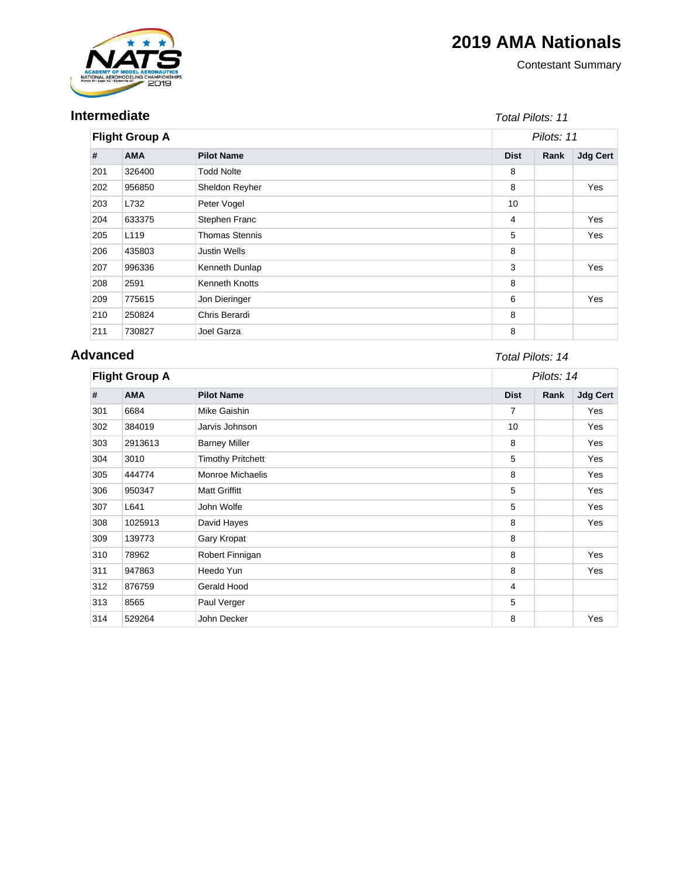# 2019 AMA Nationals

Contestant Summary

## Intermediate

*Total Pilots: 11*

| Flight Group A | | | *Pilots: 11* | | |
|---|---|---|---|---|---|
| # | AMA | Pilot Name | Dist | Rank | Jdg Cert |
| 201 | 326400 | Todd Nolte | 8 | | |
| 202 | 956850 | Sheldon Reyher | 8 | | Yes |
| 203 | L732 | Peter Vogel | 10 | | |
| 204 | 633375 | Stephen Franc | 4 | | Yes |
| 205 | L119 | Thomas Stennis | 5 | | Yes |
| 206 | 435803 | Justin Wells | 8 | | |
| 207 | 996336 | Kenneth Dunlap | 3 | | Yes |
| 208 | 2591 | Kenneth Knotts | 8 | | |
| 209 | 775615 | Jon Dieringer | 6 | | Yes |
| 210 | 250824 | Chris Berardi | 8 | | |
| 211 | 730827 | Joel Garza | 8 | | |

## Advanced

*Total Pilots: 14*

| Flight Group A | | | *Pilots: 14* | | |
|---|---|---|---|---|---|
| # | AMA | Pilot Name | Dist | Rank | Jdg Cert |
| 301 | 6684 | Mike Gaishin | 7 | | Yes |
| 302 | 384019 | Jarvis Johnson | 10 | | Yes |
| 303 | 2913613 | Barney Miller | 8 | | Yes |
| 304 | 3010 | Timothy Pritchett | 5 | | Yes |
| 305 | 444774 | Monroe Michaelis | 8 | | Yes |
| 306 | 950347 | Matt Griffitt | 5 | | Yes |
| 307 | L641 | John Wolfe | 5 | | Yes |
| 308 | 1025913 | David Hayes | 8 | | Yes |
| 309 | 139773 | Gary Kropat | 8 | | |
| 310 | 78962 | Robert Finnigan | 8 | | Yes |
| 311 | 947863 | Heedo Yun | 8 | | Yes |
| 312 | 876759 | Gerald Hood | 4 | | |
| 313 | 8565 | Paul Verger | 5 | | |
| 314 | 529264 | John Decker | 8 | | Yes |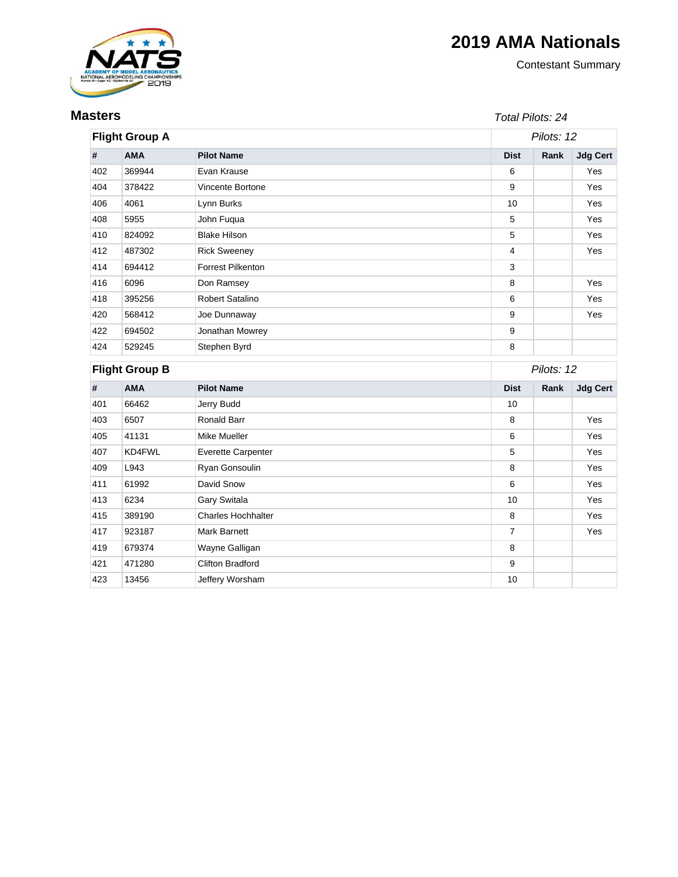# 2019 AMA Nationals

Contestant Summary

## Masters

*Total Pilots: 24*

### Flight Group A

*Pilots: 12*

| # | AMA | Pilot Name | Dist | Rank | Jdg Cert |
|---|---|---|---|---|---|
| 402 | 369944 | Evan Krause | 6 | | Yes |
| 404 | 378422 | Vincente Bortone | 9 | | Yes |
| 406 | 4061 | Lynn Burks | 10 | | Yes |
| 408 | 5955 | John Fuqua | 5 | | Yes |
| 410 | 824092 | Blake Hilson | 5 | | Yes |
| 412 | 487302 | Rick Sweeney | 4 | | Yes |
| 414 | 694412 | Forrest Pilkenton | 3 | | |
| 416 | 6096 | Don Ramsey | 8 | | Yes |
| 418 | 395256 | Robert Satalino | 6 | | Yes |
| 420 | 568412 | Joe Dunnaway | 9 | | Yes |
| 422 | 694502 | Jonathan Mowrey | 9 | | |
| 424 | 529245 | Stephen Byrd | 8 | | |

### Flight Group B

*Pilots: 12*

| # | AMA | Pilot Name | Dist | Rank | Jdg Cert |
|---|---|---|---|---|---|
| 401 | 66462 | Jerry Budd | 10 | | |
| 403 | 6507 | Ronald Barr | 8 | | Yes |
| 405 | 41131 | Mike Mueller | 6 | | Yes |
| 407 | KD4FWL | Everette Carpenter | 5 | | Yes |
| 409 | L943 | Ryan Gonsoulin | 8 | | Yes |
| 411 | 61992 | David Snow | 6 | | Yes |
| 413 | 6234 | Gary Switala | 10 | | Yes |
| 415 | 389190 | Charles Hochhalter | 8 | | Yes |
| 417 | 923187 | Mark Barnett | 7 | | Yes |
| 419 | 679374 | Wayne Galligan | 8 | | |
| 421 | 471280 | Clifton Bradford | 9 | | |
| 423 | 13456 | Jeffery Worsham | 10 | | |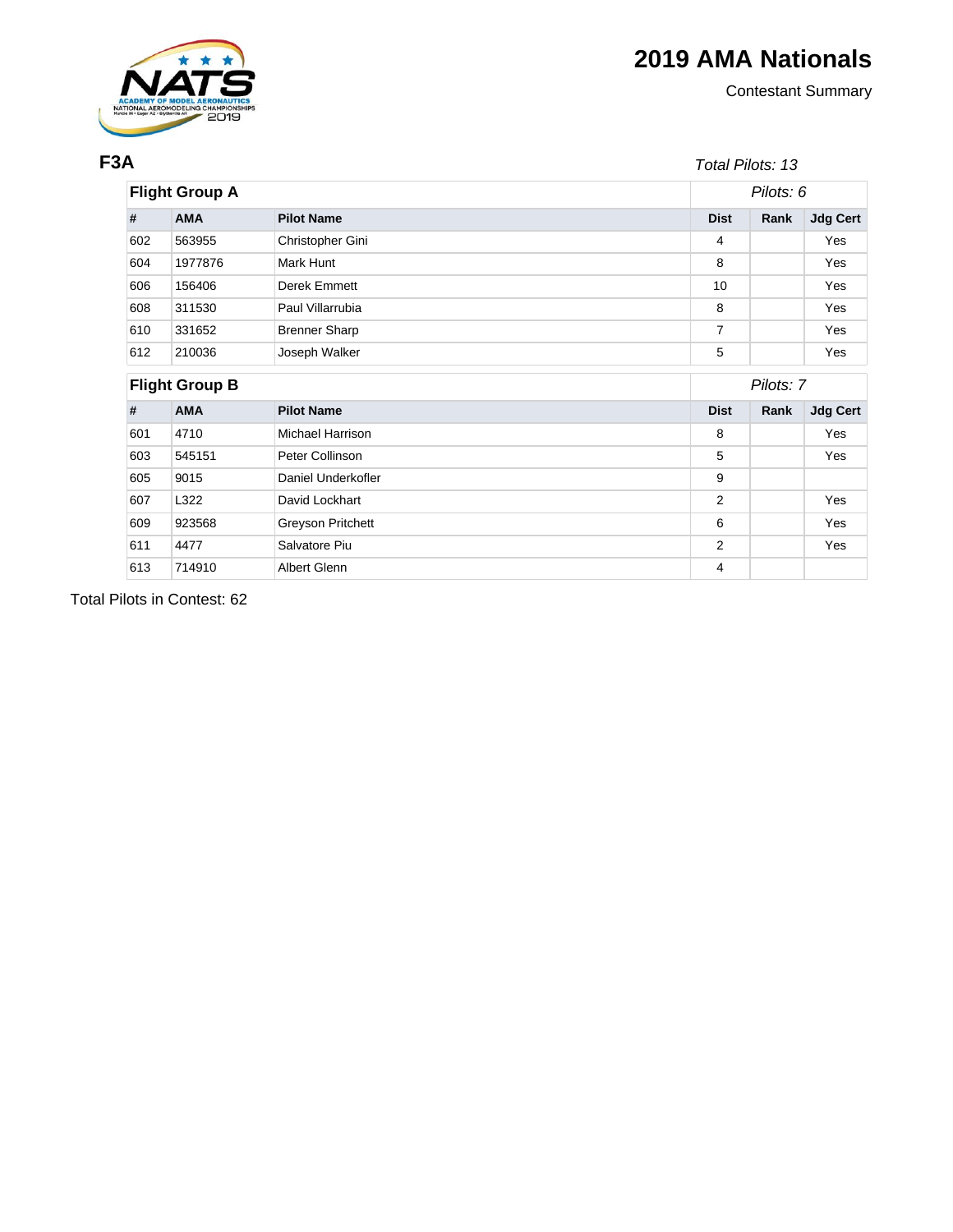# 2019 AMA Nationals

Contestant Summary

## F3A

*Total Pilots: 13*

| Flight Group A | | | | | *Pilots: 6* |
|---|---|---|---|---|---|
| **#** | **AMA** | **Pilot Name** | **Dist** | **Rank** | **Jdg Cert** |
| 602 | 563955 | Christopher Gini | 4 | | Yes |
| 604 | 1977876 | Mark Hunt | 8 | | Yes |
| 606 | 156406 | Derek Emmett | 10 | | Yes |
| 608 | 311530 | Paul Villarrubia | 8 | | Yes |
| 610 | 331652 | Brenner Sharp | 7 | | Yes |
| 612 | 210036 | Joseph Walker | 5 | | Yes |

| Flight Group B | | | | | *Pilots: 7* |
|---|---|---|---|---|---|
| **#** | **AMA** | **Pilot Name** | **Dist** | **Rank** | **Jdg Cert** |
| 601 | 4710 | Michael Harrison | 8 | | Yes |
| 603 | 545151 | Peter Collinson | 5 | | Yes |
| 605 | 9015 | Daniel Underkofler | 9 | | |
| 607 | L322 | David Lockhart | 2 | | Yes |
| 609 | 923568 | Greyson Pritchett | 6 | | Yes |
| 611 | 4477 | Salvatore Piu | 2 | | Yes |
| 613 | 714910 | Albert Glenn | 4 | | |

Total Pilots in Contest: 62